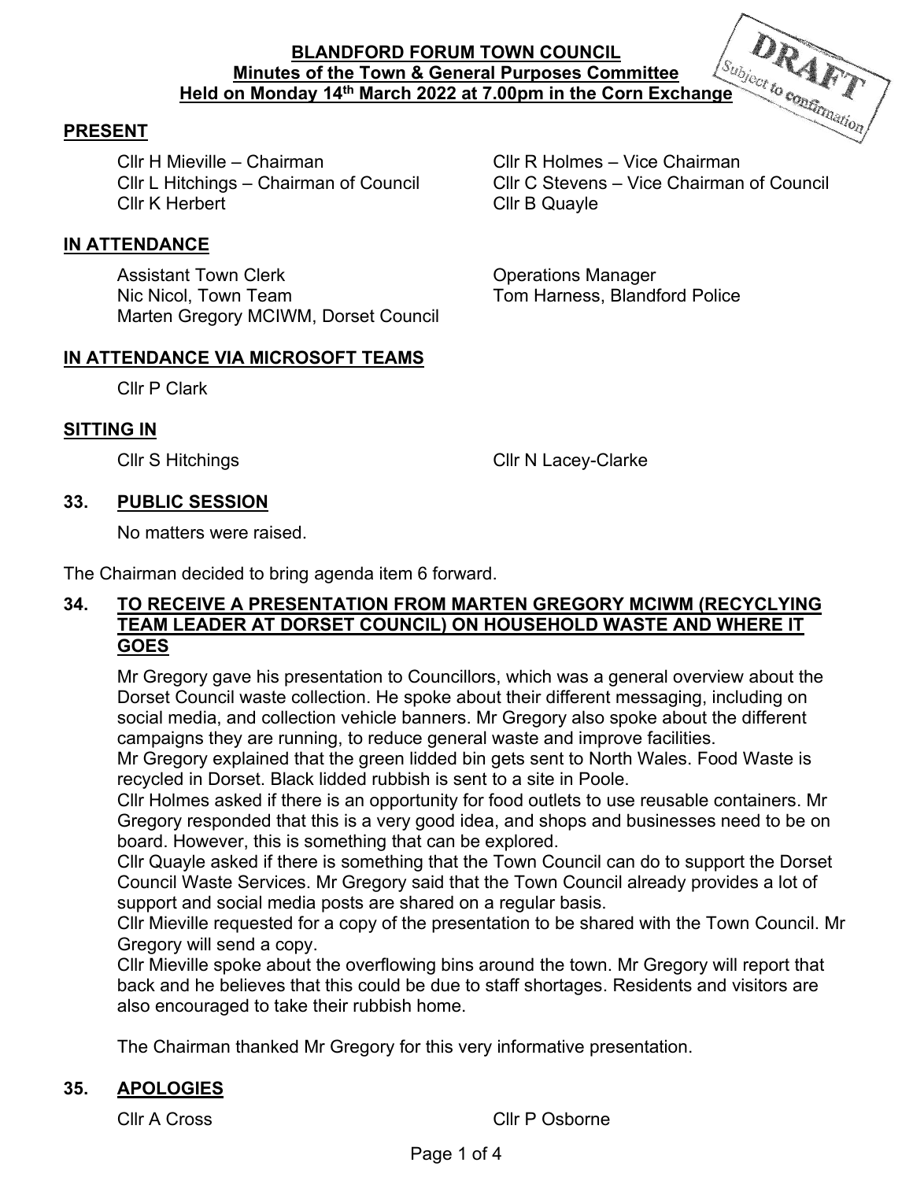**BLANDFORD FORUM TOWN COUNCIL**
**Minutes of the Town & General Purposes Committee**
**Held on Monday 14th March 2022 at 7.00pm in the Corn Exchange**

DRAFT
Subject to confirmation

## PRESENT

Cllr H Mieville – Chairman
Cllr R Holmes – Vice Chairman
Cllr L Hitchings – Chairman of Council
Cllr C Stevens – Vice Chairman of Council
Cllr K Herbert
Cllr B Quayle

## IN ATTENDANCE

Assistant Town Clerk
Operations Manager
Nic Nicol, Town Team
Tom Harness, Blandford Police
Marten Gregory MCIWM, Dorset Council

## IN ATTENDANCE VIA MICROSOFT TEAMS

Cllr P Clark

## SITTING IN

Cllr S Hitchings
Cllr N Lacey-Clarke

## 33. PUBLIC SESSION

No matters were raised.

The Chairman decided to bring agenda item 6 forward.

## 34. TO RECEIVE A PRESENTATION FROM MARTEN GREGORY MCIWM (RECYCLYING TEAM LEADER AT DORSET COUNCIL) ON HOUSEHOLD WASTE AND WHERE IT GOES

Mr Gregory gave his presentation to Councillors, which was a general overview about the Dorset Council waste collection. He spoke about their different messaging, including on social media, and collection vehicle banners. Mr Gregory also spoke about the different campaigns they are running, to reduce general waste and improve facilities.
Mr Gregory explained that the green lidded bin gets sent to North Wales. Food Waste is recycled in Dorset. Black lidded rubbish is sent to a site in Poole.
Cllr Holmes asked if there is an opportunity for food outlets to use reusable containers. Mr Gregory responded that this is a very good idea, and shops and businesses need to be on board. However, this is something that can be explored.
Cllr Quayle asked if there is something that the Town Council can do to support the Dorset Council Waste Services. Mr Gregory said that the Town Council already provides a lot of support and social media posts are shared on a regular basis.
Cllr Mieville requested for a copy of the presentation to be shared with the Town Council. Mr Gregory will send a copy.
Cllr Mieville spoke about the overflowing bins around the town. Mr Gregory will report that back and he believes that this could be due to staff shortages. Residents and visitors are also encouraged to take their rubbish home.

The Chairman thanked Mr Gregory for this very informative presentation.

## 35. APOLOGIES

Cllr A Cross
Cllr P Osborne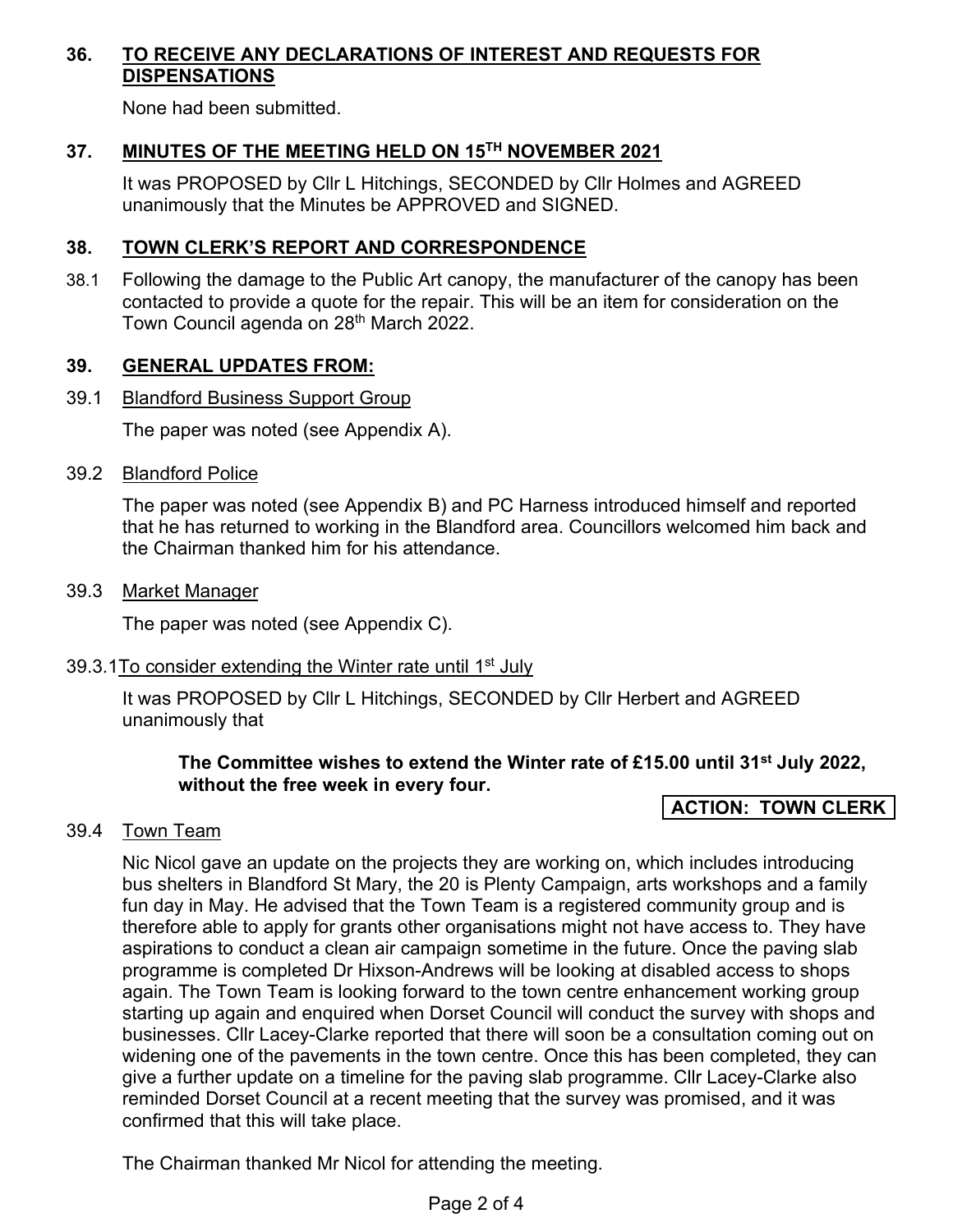## 36. TO RECEIVE ANY DECLARATIONS OF INTEREST AND REQUESTS FOR DISPENSATIONS

None had been submitted.

## 37. MINUTES OF THE MEETING HELD ON 15TH NOVEMBER 2021

It was PROPOSED by Cllr L Hitchings, SECONDED by Cllr Holmes and AGREED unanimously that the Minutes be APPROVED and SIGNED.

## 38. TOWN CLERK'S REPORT AND CORRESPONDENCE

38.1 Following the damage to the Public Art canopy, the manufacturer of the canopy has been contacted to provide a quote for the repair. This will be an item for consideration on the Town Council agenda on 28th March 2022.

## 39. GENERAL UPDATES FROM:

39.1 Blandford Business Support Group

The paper was noted (see Appendix A).

39.2 Blandford Police

The paper was noted (see Appendix B) and PC Harness introduced himself and reported that he has returned to working in the Blandford area. Councillors welcomed him back and the Chairman thanked him for his attendance.

39.3 Market Manager

The paper was noted (see Appendix C).

39.3.1 To consider extending the Winter rate until 1st July

It was PROPOSED by Cllr L Hitchings, SECONDED by Cllr Herbert and AGREED unanimously that

> **The Committee wishes to extend the Winter rate of £15.00 until 31st July 2022, without the free week in every four.**

**ACTION: TOWN CLERK**

39.4 Town Team

Nic Nicol gave an update on the projects they are working on, which includes introducing bus shelters in Blandford St Mary, the 20 is Plenty Campaign, arts workshops and a family fun day in May. He advised that the Town Team is a registered community group and is therefore able to apply for grants other organisations might not have access to. They have aspirations to conduct a clean air campaign sometime in the future. Once the paving slab programme is completed Dr Hixson-Andrews will be looking at disabled access to shops again. The Town Team is looking forward to the town centre enhancement working group starting up again and enquired when Dorset Council will conduct the survey with shops and businesses. Cllr Lacey-Clarke reported that there will soon be a consultation coming out on widening one of the pavements in the town centre. Once this has been completed, they can give a further update on a timeline for the paving slab programme. Cllr Lacey-Clarke also reminded Dorset Council at a recent meeting that the survey was promised, and it was confirmed that this will take place.

The Chairman thanked Mr Nicol for attending the meeting.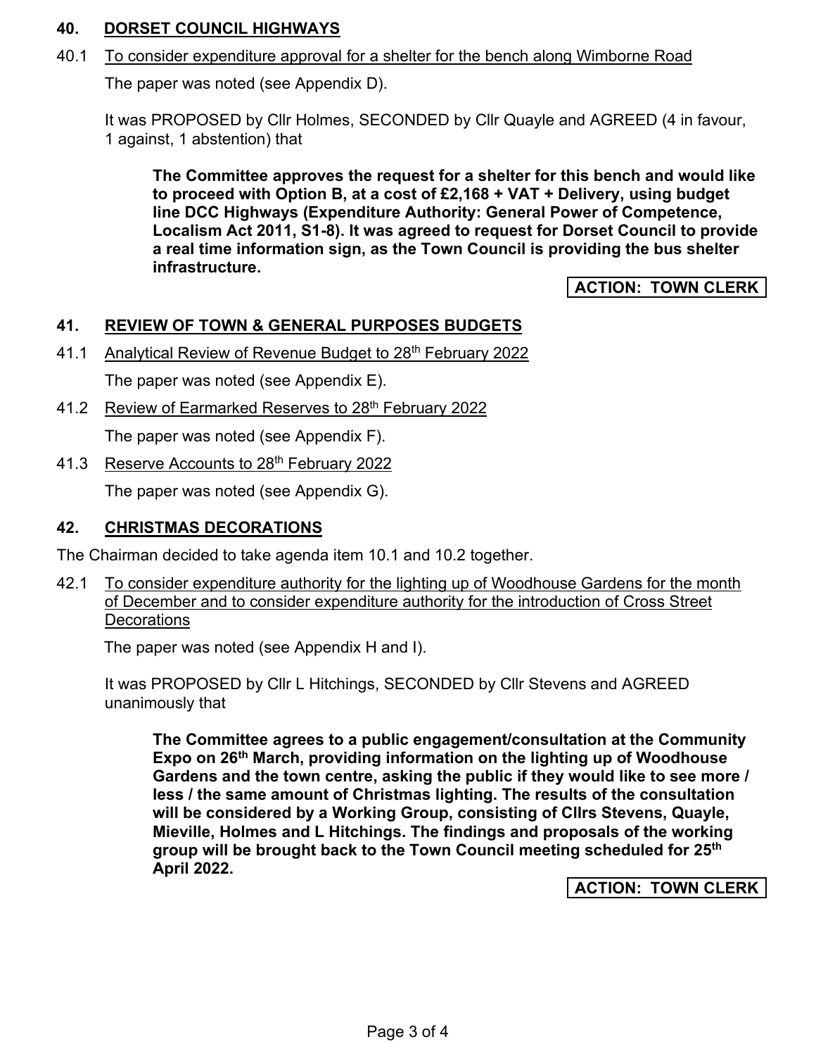## 40. DORSET COUNCIL HIGHWAYS

40.1 To consider expenditure approval for a shelter for the bench along Wimborne Road

The paper was noted (see Appendix D).

It was PROPOSED by Cllr Holmes, SECONDED by Cllr Quayle and AGREED (4 in favour, 1 against, 1 abstention) that

> **The Committee approves the request for a shelter for this bench and would like to proceed with Option B, at a cost of £2,168 + VAT + Delivery, using budget line DCC Highways (Expenditure Authority: General Power of Competence, Localism Act 2011, S1-8). It was agreed to request for Dorset Council to provide a real time information sign, as the Town Council is providing the bus shelter infrastructure.**

**ACTION: TOWN CLERK**

## 41. REVIEW OF TOWN & GENERAL PURPOSES BUDGETS

41.1 Analytical Review of Revenue Budget to 28th February 2022

The paper was noted (see Appendix E).

41.2 Review of Earmarked Reserves to 28th February 2022

The paper was noted (see Appendix F).

41.3 Reserve Accounts to 28th February 2022

The paper was noted (see Appendix G).

## 42. CHRISTMAS DECORATIONS

The Chairman decided to take agenda item 10.1 and 10.2 together.

42.1 To consider expenditure authority for the lighting up of Woodhouse Gardens for the month of December and to consider expenditure authority for the introduction of Cross Street Decorations

The paper was noted (see Appendix H and I).

It was PROPOSED by Cllr L Hitchings, SECONDED by Cllr Stevens and AGREED unanimously that

> **The Committee agrees to a public engagement/consultation at the Community Expo on 26th March, providing information on the lighting up of Woodhouse Gardens and the town centre, asking the public if they would like to see more / less / the same amount of Christmas lighting. The results of the consultation will be considered by a Working Group, consisting of Cllrs Stevens, Quayle, Mieville, Holmes and L Hitchings. The findings and proposals of the working group will be brought back to the Town Council meeting scheduled for 25th April 2022.**

**ACTION: TOWN CLERK**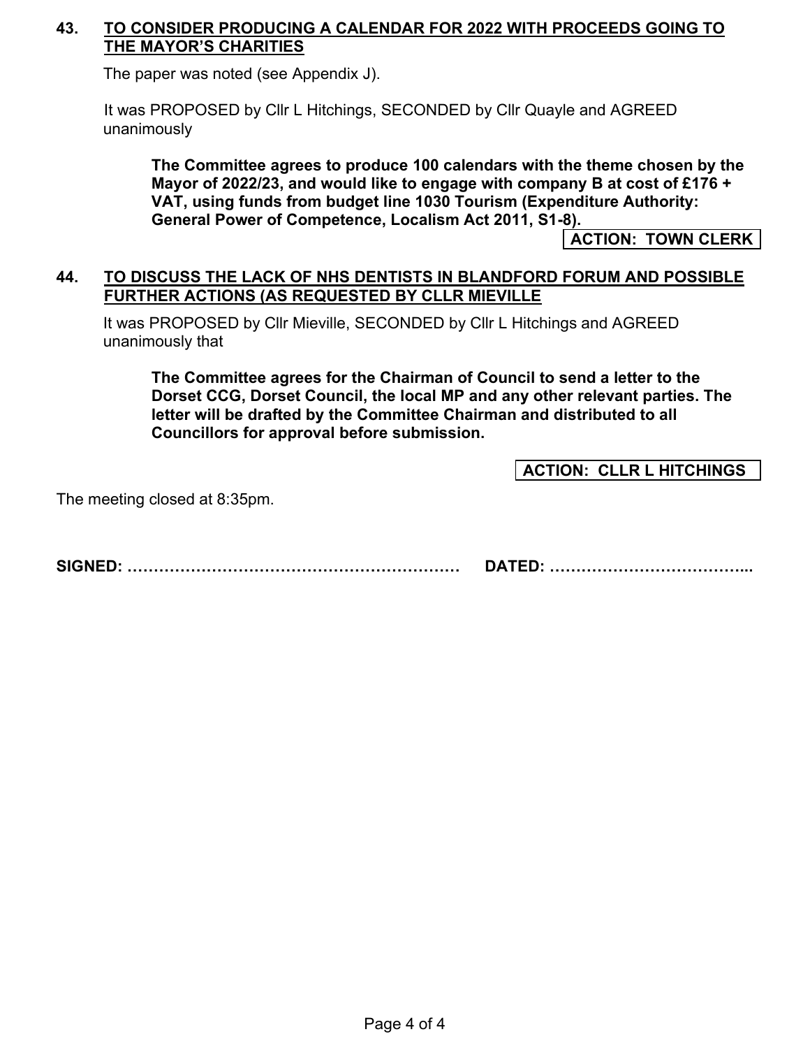**43. <u>TO CONSIDER PRODUCING A CALENDAR FOR 2022 WITH PROCEEDS GOING TO THE MAYOR'S CHARITIES</u>**

The paper was noted (see Appendix J).

It was PROPOSED by Cllr L Hitchings, SECONDED by Cllr Quayle and AGREED unanimously

> **The Committee agrees to produce 100 calendars with the theme chosen by the Mayor of 2022/23, and would like to engage with company B at cost of £176 + VAT, using funds from budget line 1030 Tourism (Expenditure Authority: General Power of Competence, Localism Act 2011, S1-8).**

**ACTION: TOWN CLERK**

**44. <u>TO DISCUSS THE LACK OF NHS DENTISTS IN BLANDFORD FORUM AND POSSIBLE FURTHER ACTIONS (AS REQUESTED BY CLLR MIEVILLE</u>**

It was PROPOSED by Cllr Mieville, SECONDED by Cllr L Hitchings and AGREED unanimously that

> **The Committee agrees for the Chairman of Council to send a letter to the Dorset CCG, Dorset Council, the local MP and any other relevant parties. The letter will be drafted by the Committee Chairman and distributed to all Councillors for approval before submission.**

**ACTION: CLLR L HITCHINGS**

The meeting closed at 8:35pm.

**SIGNED: ………………………………………………………… DATED: ………………………………..**